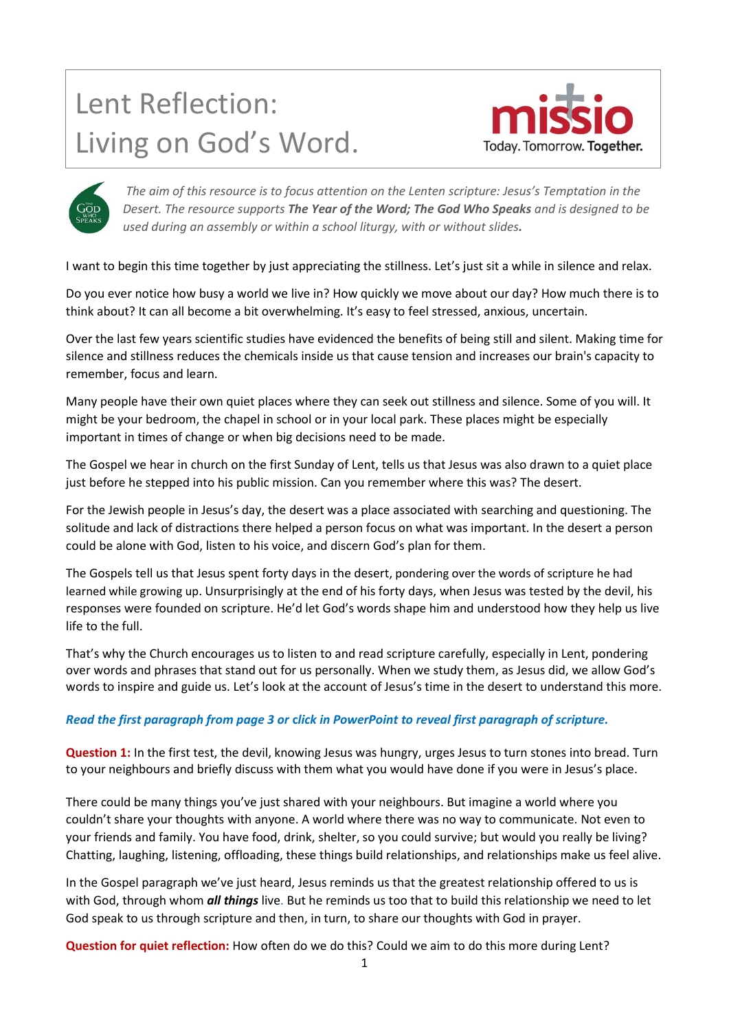# Lent Reflection: Living on God's Word.

missio
Today. Tomorrow. **Together.**

*The aim of this resource is to focus attention on the Lenten scripture: Jesus's Temptation in the Desert. The resource supports **The Year of the Word; The God Who Speaks** and is designed to be used during an assembly or within a school liturgy, with or without slides.*

I want to begin this time together by just appreciating the stillness. Let's just sit a while in silence and relax.

Do you ever notice how busy a world we live in? How quickly we move about our day? How much there is to think about? It can all become a bit overwhelming. It's easy to feel stressed, anxious, uncertain.

Over the last few years scientific studies have evidenced the benefits of being still and silent. Making time for silence and stillness reduces the chemicals inside us that cause tension and increases our brain's capacity to remember, focus and learn.

Many people have their own quiet places where they can seek out stillness and silence. Some of you will. It might be your bedroom, the chapel in school or in your local park. These places might be especially important in times of change or when big decisions need to be made.

The Gospel we hear in church on the first Sunday of Lent, tells us that Jesus was also drawn to a quiet place just before he stepped into his public mission. Can you remember where this was? The desert.

For the Jewish people in Jesus's day, the desert was a place associated with searching and questioning. The solitude and lack of distractions there helped a person focus on what was important. In the desert a person could be alone with God, listen to his voice, and discern God's plan for them.

The Gospels tell us that Jesus spent forty days in the desert, pondering over the words of scripture he had learned while growing up. Unsurprisingly at the end of his forty days, when Jesus was tested by the devil, his responses were founded on scripture. He'd let God's words shape him and understood how they help us live life to the full.

That's why the Church encourages us to listen to and read scripture carefully, especially in Lent, pondering over words and phrases that stand out for us personally. When we study them, as Jesus did, we allow God's words to inspire and guide us. Let's look at the account of Jesus's time in the desert to understand this more.

***Read the first paragraph from page 3 or click in PowerPoint to reveal first paragraph of scripture.***

**Question 1:** In the first test, the devil, knowing Jesus was hungry, urges Jesus to turn stones into bread. Turn to your neighbours and briefly discuss with them what you would have done if you were in Jesus's place.

There could be many things you've just shared with your neighbours. But imagine a world where you couldn't share your thoughts with anyone. A world where there was no way to communicate. Not even to your friends and family. You have food, drink, shelter, so you could survive; but would you really be living? Chatting, laughing, listening, offloading, these things build relationships, and relationships make us feel alive.

In the Gospel paragraph we've just heard, Jesus reminds us that the greatest relationship offered to us is with God, through whom ***all things*** live. But he reminds us too that to build this relationship we need to let God speak to us through scripture and then, in turn, to share our thoughts with God in prayer.

**Question for quiet reflection:** How often do we do this? Could we aim to do this more during Lent?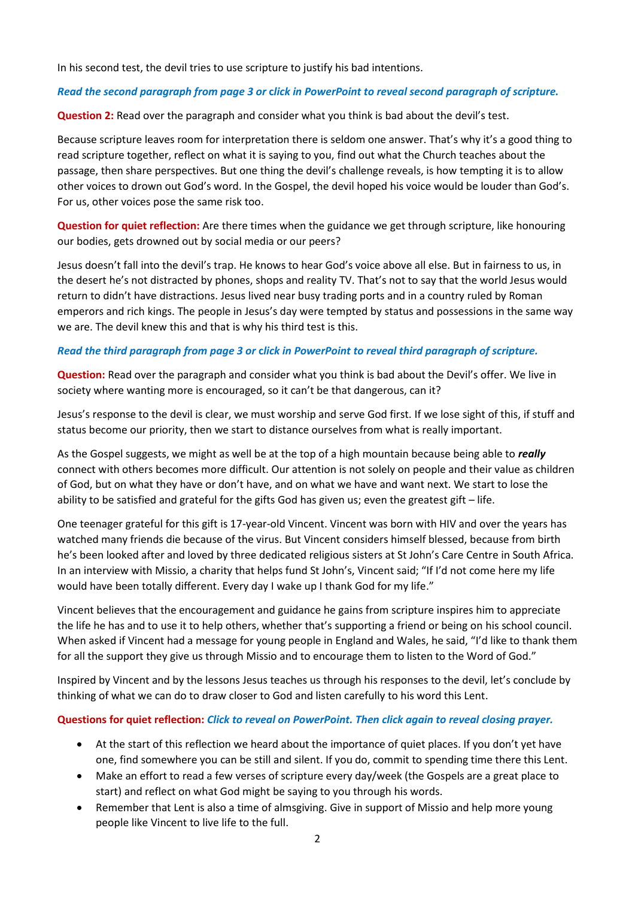In his second test, the devil tries to use scripture to justify his bad intentions.

***Read the second paragraph from page 3 or click in PowerPoint to reveal second paragraph of scripture.***

**Question 2:** Read over the paragraph and consider what you think is bad about the devil's test.

Because scripture leaves room for interpretation there is seldom one answer. That's why it's a good thing to read scripture together, reflect on what it is saying to you, find out what the Church teaches about the passage, then share perspectives. But one thing the devil's challenge reveals, is how tempting it is to allow other voices to drown out God's word. In the Gospel, the devil hoped his voice would be louder than God's. For us, other voices pose the same risk too.

**Question for quiet reflection:** Are there times when the guidance we get through scripture, like honouring our bodies, gets drowned out by social media or our peers?

Jesus doesn't fall into the devil's trap. He knows to hear God's voice above all else. But in fairness to us, in the desert he's not distracted by phones, shops and reality TV. That's not to say that the world Jesus would return to didn't have distractions. Jesus lived near busy trading ports and in a country ruled by Roman emperors and rich kings. The people in Jesus's day were tempted by status and possessions in the same way we are. The devil knew this and that is why his third test is this.

***Read the third paragraph from page 3 or click in PowerPoint to reveal third paragraph of scripture.***

**Question:** Read over the paragraph and consider what you think is bad about the Devil's offer. We live in society where wanting more is encouraged, so it can't be that dangerous, can it?

Jesus's response to the devil is clear, we must worship and serve God first. If we lose sight of this, if stuff and status become our priority, then we start to distance ourselves from what is really important.

As the Gospel suggests, we might as well be at the top of a high mountain because being able to ***really*** connect with others becomes more difficult. Our attention is not solely on people and their value as children of God, but on what they have or don't have, and on what we have and want next. We start to lose the ability to be satisfied and grateful for the gifts God has given us; even the greatest gift – life.

One teenager grateful for this gift is 17-year-old Vincent. Vincent was born with HIV and over the years has watched many friends die because of the virus. But Vincent considers himself blessed, because from birth he's been looked after and loved by three dedicated religious sisters at St John's Care Centre in South Africa. In an interview with Missio, a charity that helps fund St John's, Vincent said; "If I'd not come here my life would have been totally different. Every day I wake up I thank God for my life."

Vincent believes that the encouragement and guidance he gains from scripture inspires him to appreciate the life he has and to use it to help others, whether that's supporting a friend or being on his school council. When asked if Vincent had a message for young people in England and Wales, he said, "I'd like to thank them for all the support they give us through Missio and to encourage them to listen to the Word of God."

Inspired by Vincent and by the lessons Jesus teaches us through his responses to the devil, let's conclude by thinking of what we can do to draw closer to God and listen carefully to his word this Lent.

**Questions for quiet reflection:** ***Click to reveal on PowerPoint. Then click again to reveal closing prayer.***

- At the start of this reflection we heard about the importance of quiet places. If you don't yet have one, find somewhere you can be still and silent. If you do, commit to spending time there this Lent.
- Make an effort to read a few verses of scripture every day/week (the Gospels are a great place to start) and reflect on what God might be saying to you through his words.
- Remember that Lent is also a time of almsgiving. Give in support of Missio and help more young people like Vincent to live life to the full.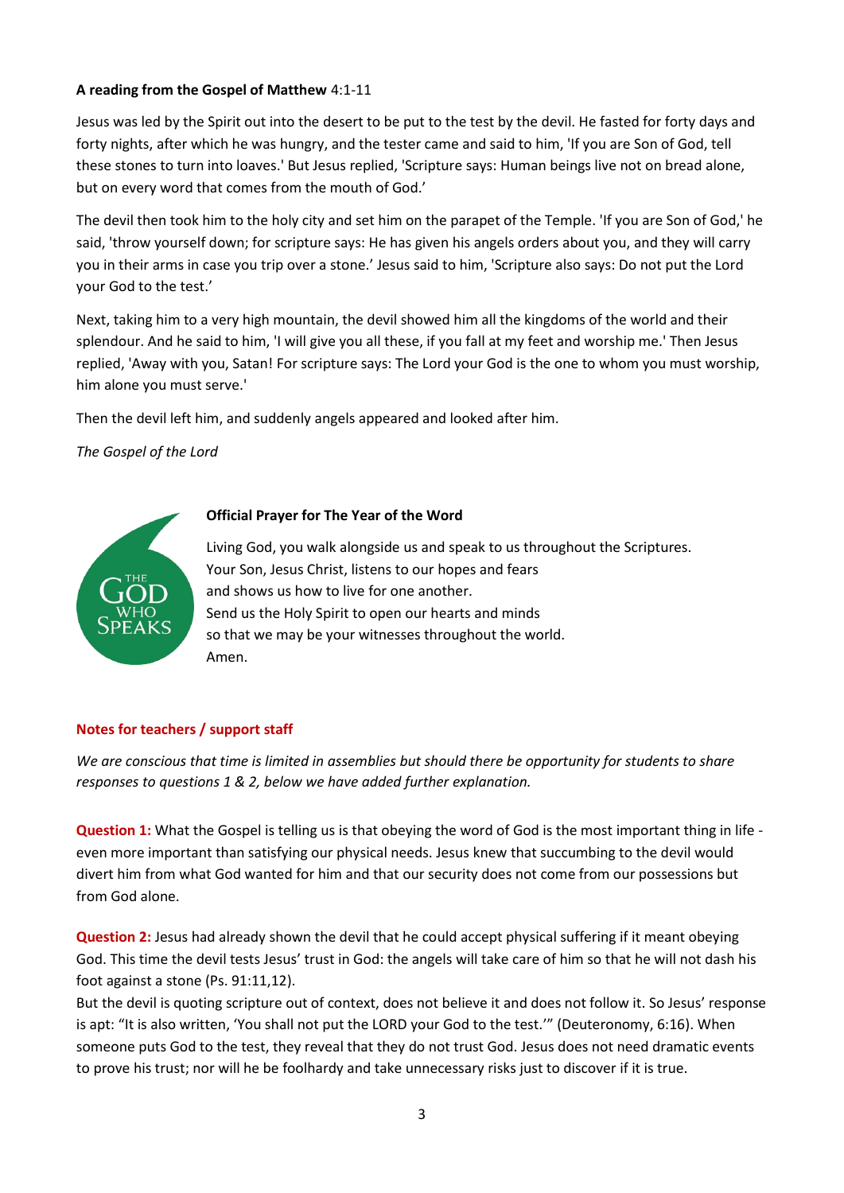**A reading from the Gospel of Matthew** 4:1-11

Jesus was led by the Spirit out into the desert to be put to the test by the devil. He fasted for forty days and forty nights, after which he was hungry, and the tester came and said to him, 'If you are Son of God, tell these stones to turn into loaves.' But Jesus replied, 'Scripture says: Human beings live not on bread alone, but on every word that comes from the mouth of God.'

The devil then took him to the holy city and set him on the parapet of the Temple. 'If you are Son of God,' he said, 'throw yourself down; for scripture says: He has given his angels orders about you, and they will carry you in their arms in case you trip over a stone.' Jesus said to him, 'Scripture also says: Do not put the Lord your God to the test.'

Next, taking him to a very high mountain, the devil showed him all the kingdoms of the world and their splendour. And he said to him, 'I will give you all these, if you fall at my feet and worship me.' Then Jesus replied, 'Away with you, Satan! For scripture says: The Lord your God is the one to whom you must worship, him alone you must serve.'

Then the devil left him, and suddenly angels appeared and looked after him.

*The Gospel of the Lord*

THE GOD WHO SPEAKS

**Official Prayer for The Year of the Word**

Living God, you walk alongside us and speak to us throughout the Scriptures.
Your Son, Jesus Christ, listens to our hopes and fears
and shows us how to live for one another.
Send us the Holy Spirit to open our hearts and minds
so that we may be your witnesses throughout the world.
Amen.

**Notes for teachers / support staff**

*We are conscious that time is limited in assemblies but should there be opportunity for students to share responses to questions 1 & 2, below we have added further explanation.*

**Question 1:** What the Gospel is telling us is that obeying the word of God is the most important thing in life - even more important than satisfying our physical needs. Jesus knew that succumbing to the devil would divert him from what God wanted for him and that our security does not come from our possessions but from God alone.

**Question 2:** Jesus had already shown the devil that he could accept physical suffering if it meant obeying God. This time the devil tests Jesus' trust in God: the angels will take care of him so that he will not dash his foot against a stone (Ps. 91:11,12).
But the devil is quoting scripture out of context, does not believe it and does not follow it. So Jesus' response is apt: "It is also written, 'You shall not put the LORD your God to the test.'" (Deuteronomy, 6:16). When someone puts God to the test, they reveal that they do not trust God. Jesus does not need dramatic events to prove his trust; nor will he be foolhardy and take unnecessary risks just to discover if it is true.